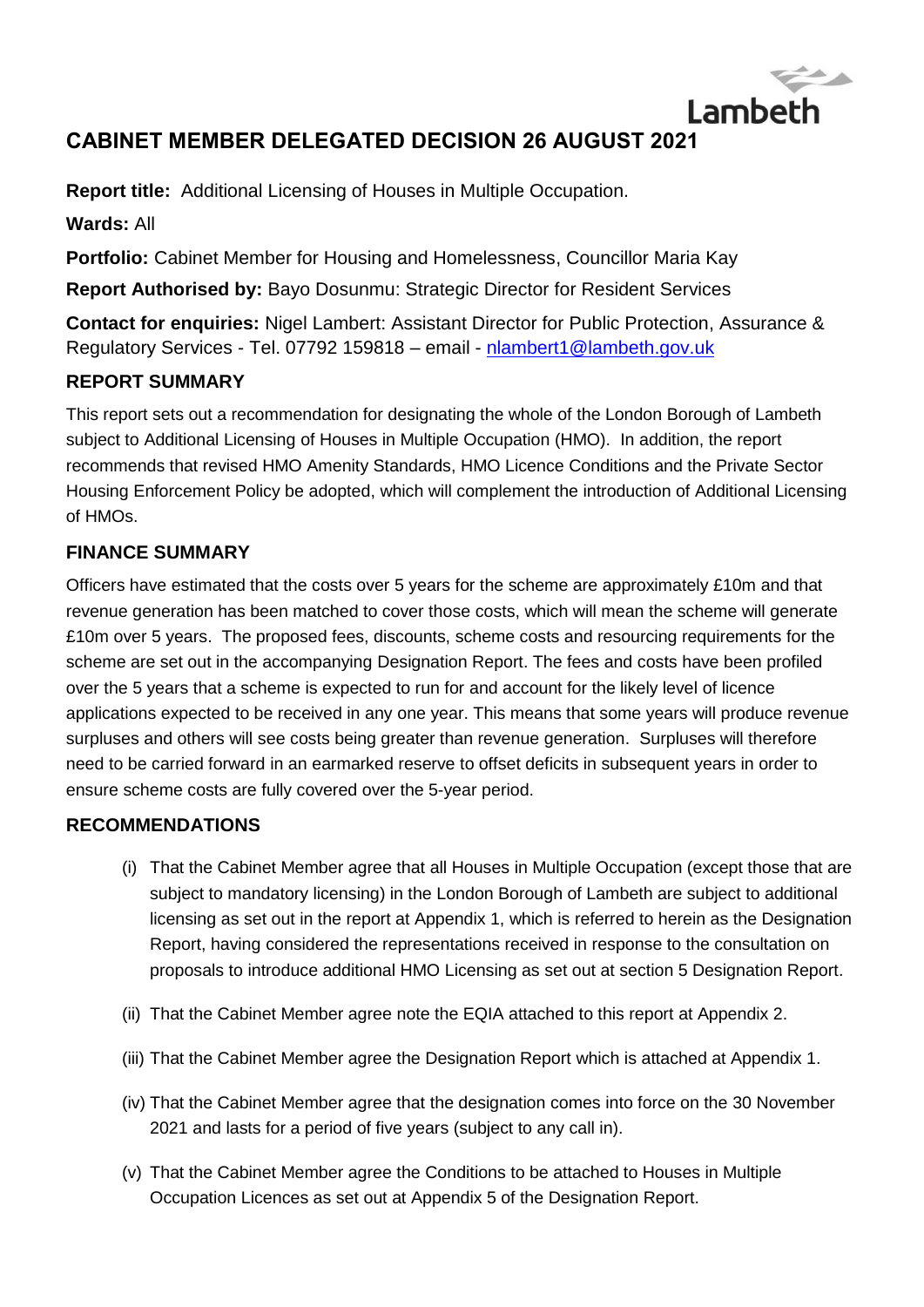Lambeth

# CABINET MEMBER DELEGATED DECISION 26 AUGUST 2021

**Report title:** Additional Licensing of Houses in Multiple Occupation.

**Wards:** All

**Portfolio:** Cabinet Member for Housing and Homelessness, Councillor Maria Kay

**Report Authorised by:** Bayo Dosunmu: Strategic Director for Resident Services

**Contact for enquiries:** Nigel Lambert: Assistant Director for Public Protection, Assurance & Regulatory Services - Tel. 07792 159818 – email - nlambert1@lambeth.gov.uk

## REPORT SUMMARY

This report sets out a recommendation for designating the whole of the London Borough of Lambeth subject to Additional Licensing of Houses in Multiple Occupation (HMO). In addition, the report recommends that revised HMO Amenity Standards, HMO Licence Conditions and the Private Sector Housing Enforcement Policy be adopted, which will complement the introduction of Additional Licensing of HMOs.

## FINANCE SUMMARY

Officers have estimated that the costs over 5 years for the scheme are approximately £10m and that revenue generation has been matched to cover those costs, which will mean the scheme will generate £10m over 5 years. The proposed fees, discounts, scheme costs and resourcing requirements for the scheme are set out in the accompanying Designation Report. The fees and costs have been profiled over the 5 years that a scheme is expected to run for and account for the likely level of licence applications expected to be received in any one year. This means that some years will produce revenue surpluses and others will see costs being greater than revenue generation. Surpluses will therefore need to be carried forward in an earmarked reserve to offset deficits in subsequent years in order to ensure scheme costs are fully covered over the 5-year period.

## RECOMMENDATIONS

(i) That the Cabinet Member agree that all Houses in Multiple Occupation (except those that are subject to mandatory licensing) in the London Borough of Lambeth are subject to additional licensing as set out in the report at Appendix 1, which is referred to herein as the Designation Report, having considered the representations received in response to the consultation on proposals to introduce additional HMO Licensing as set out at section 5 Designation Report.

(ii) That the Cabinet Member agree note the EQIA attached to this report at Appendix 2.

(iii) That the Cabinet Member agree the Designation Report which is attached at Appendix 1.

(iv) That the Cabinet Member agree that the designation comes into force on the 30 November 2021 and lasts for a period of five years (subject to any call in).

(v) That the Cabinet Member agree the Conditions to be attached to Houses in Multiple Occupation Licences as set out at Appendix 5 of the Designation Report.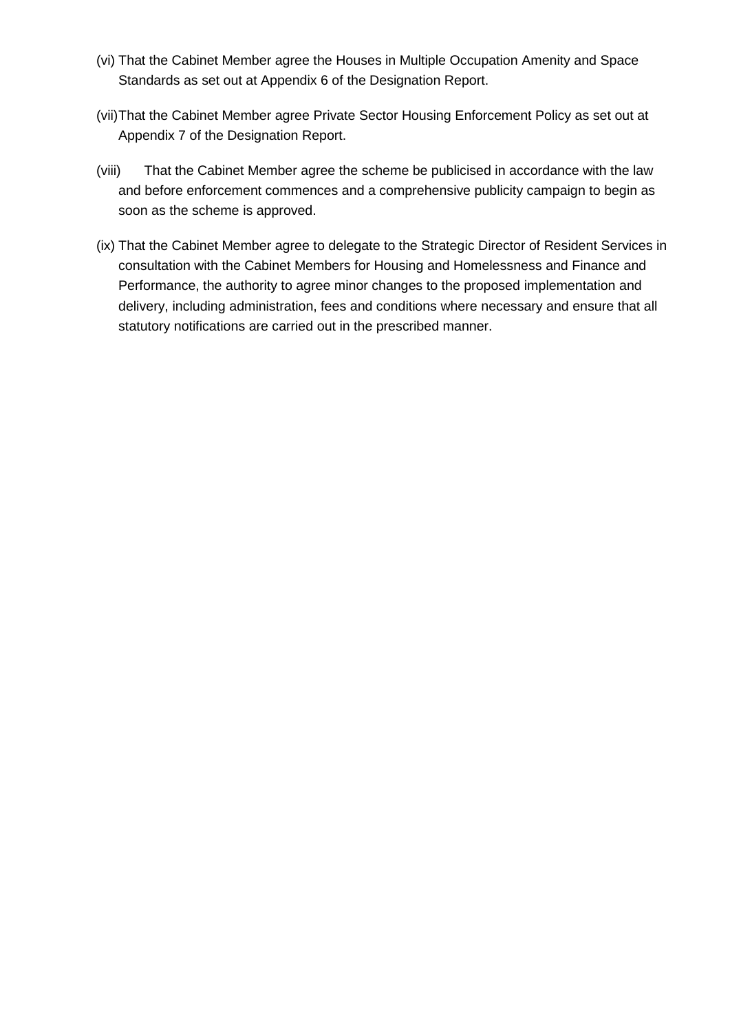(vi) That the Cabinet Member agree the Houses in Multiple Occupation Amenity and Space Standards as set out at Appendix 6 of the Designation Report.

(vii) That the Cabinet Member agree Private Sector Housing Enforcement Policy as set out at Appendix 7 of the Designation Report.

(viii) That the Cabinet Member agree the scheme be publicised in accordance with the law and before enforcement commences and a comprehensive publicity campaign to begin as soon as the scheme is approved.

(ix) That the Cabinet Member agree to delegate to the Strategic Director of Resident Services in consultation with the Cabinet Members for Housing and Homelessness and Finance and Performance, the authority to agree minor changes to the proposed implementation and delivery, including administration, fees and conditions where necessary and ensure that all statutory notifications are carried out in the prescribed manner.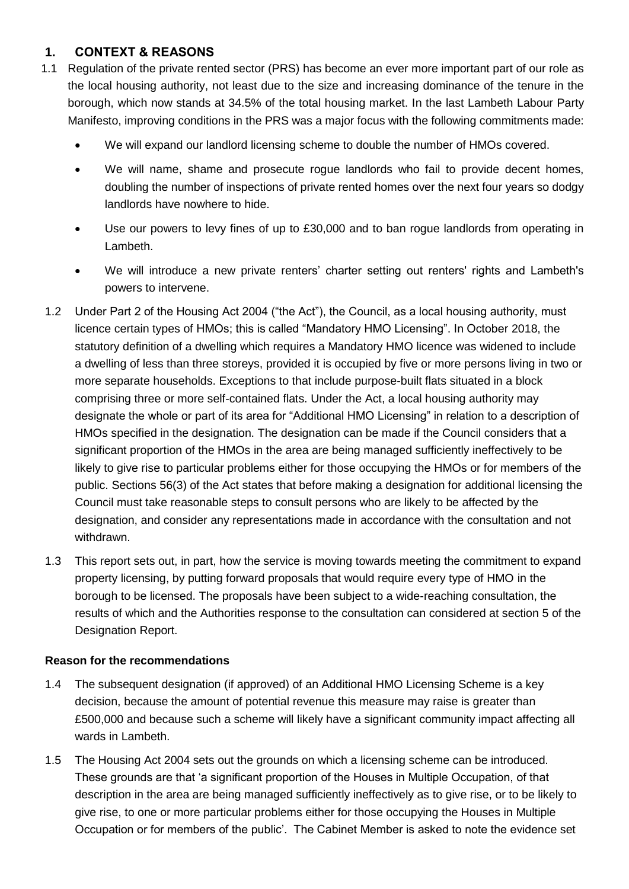## 1. CONTEXT & REASONS

1.1 Regulation of the private rented sector (PRS) has become an ever more important part of our role as the local housing authority, not least due to the size and increasing dominance of the tenure in the borough, which now stands at 34.5% of the total housing market. In the last Lambeth Labour Party Manifesto, improving conditions in the PRS was a major focus with the following commitments made:

- We will expand our landlord licensing scheme to double the number of HMOs covered.
- We will name, shame and prosecute rogue landlords who fail to provide decent homes, doubling the number of inspections of private rented homes over the next four years so dodgy landlords have nowhere to hide.
- Use our powers to levy fines of up to £30,000 and to ban rogue landlords from operating in Lambeth.
- We will introduce a new private renters' charter setting out renters' rights and Lambeth's powers to intervene.

1.2 Under Part 2 of the Housing Act 2004 ("the Act"), the Council, as a local housing authority, must licence certain types of HMOs; this is called "Mandatory HMO Licensing". In October 2018, the statutory definition of a dwelling which requires a Mandatory HMO licence was widened to include a dwelling of less than three storeys, provided it is occupied by five or more persons living in two or more separate households. Exceptions to that include purpose-built flats situated in a block comprising three or more self-contained flats. Under the Act, a local housing authority may designate the whole or part of its area for "Additional HMO Licensing" in relation to a description of HMOs specified in the designation. The designation can be made if the Council considers that a significant proportion of the HMOs in the area are being managed sufficiently ineffectively to be likely to give rise to particular problems either for those occupying the HMOs or for members of the public. Sections 56(3) of the Act states that before making a designation for additional licensing the Council must take reasonable steps to consult persons who are likely to be affected by the designation, and consider any representations made in accordance with the consultation and not withdrawn.

1.3 This report sets out, in part, how the service is moving towards meeting the commitment to expand property licensing, by putting forward proposals that would require every type of HMO in the borough to be licensed. The proposals have been subject to a wide-reaching consultation, the results of which and the Authorities response to the consultation can considered at section 5 of the Designation Report.

### Reason for the recommendations

1.4 The subsequent designation (if approved) of an Additional HMO Licensing Scheme is a key decision, because the amount of potential revenue this measure may raise is greater than £500,000 and because such a scheme will likely have a significant community impact affecting all wards in Lambeth.

1.5 The Housing Act 2004 sets out the grounds on which a licensing scheme can be introduced. These grounds are that 'a significant proportion of the Houses in Multiple Occupation, of that description in the area are being managed sufficiently ineffectively as to give rise, or to be likely to give rise, to one or more particular problems either for those occupying the Houses in Multiple Occupation or for members of the public'. The Cabinet Member is asked to note the evidence set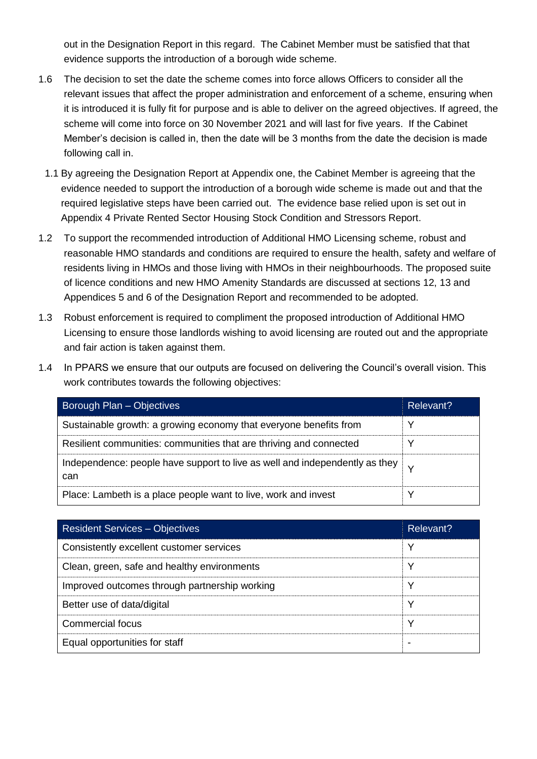out in the Designation Report in this regard. The Cabinet Member must be satisfied that that evidence supports the introduction of a borough wide scheme.

1.6 The decision to set the date the scheme comes into force allows Officers to consider all the relevant issues that affect the proper administration and enforcement of a scheme, ensuring when it is introduced it is fully fit for purpose and is able to deliver on the agreed objectives. If agreed, the scheme will come into force on 30 November 2021 and will last for five years. If the Cabinet Member's decision is called in, then the date will be 3 months from the date the decision is made following call in.

1.1 By agreeing the Designation Report at Appendix one, the Cabinet Member is agreeing that the evidence needed to support the introduction of a borough wide scheme is made out and that the required legislative steps have been carried out. The evidence base relied upon is set out in Appendix 4 Private Rented Sector Housing Stock Condition and Stressors Report.

1.2 To support the recommended introduction of Additional HMO Licensing scheme, robust and reasonable HMO standards and conditions are required to ensure the health, safety and welfare of residents living in HMOs and those living with HMOs in their neighbourhoods. The proposed suite of licence conditions and new HMO Amenity Standards are discussed at sections 12, 13 and Appendices 5 and 6 of the Designation Report and recommended to be adopted.

1.3 Robust enforcement is required to compliment the proposed introduction of Additional HMO Licensing to ensure those landlords wishing to avoid licensing are routed out and the appropriate and fair action is taken against them.

1.4 In PPARS we ensure that our outputs are focused on delivering the Council's overall vision. This work contributes towards the following objectives:

| Borough Plan – Objectives | Relevant? |
|---|---|
| Sustainable growth: a growing economy that everyone benefits from | Y |
| Resilient communities: communities that are thriving and connected | Y |
| Independence: people have support to live as well and independently as they can | Y |
| Place: Lambeth is a place people want to live, work and invest | Y |

| Resident Services – Objectives | Relevant? |
|---|---|
| Consistently excellent customer services | Y |
| Clean, green, safe and healthy environments | Y |
| Improved outcomes through partnership working | Y |
| Better use of data/digital | Y |
| Commercial focus | Y |
| Equal opportunities for staff | - |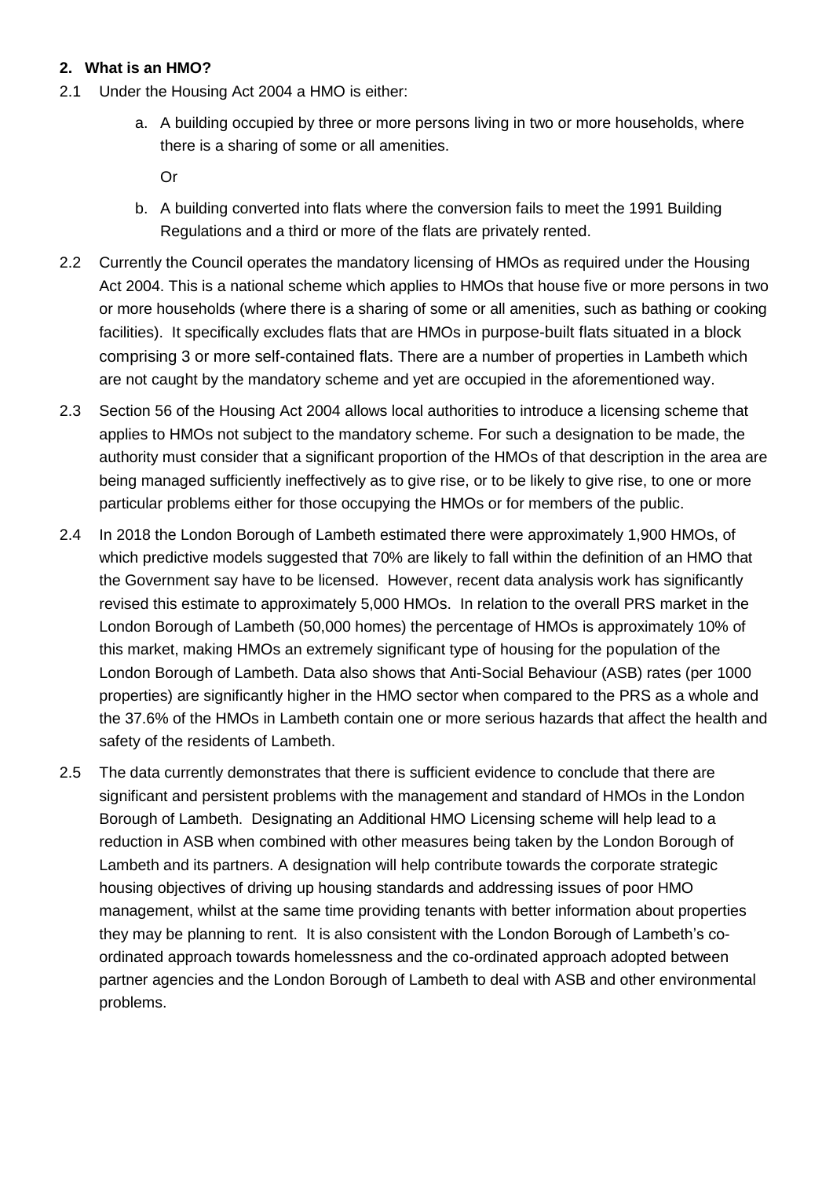## 2. What is an HMO?

2.1 Under the Housing Act 2004 a HMO is either:

a. A building occupied by three or more persons living in two or more households, where there is a sharing of some or all amenities.

Or

b. A building converted into flats where the conversion fails to meet the 1991 Building Regulations and a third or more of the flats are privately rented.

2.2 Currently the Council operates the mandatory licensing of HMOs as required under the Housing Act 2004. This is a national scheme which applies to HMOs that house five or more persons in two or more households (where there is a sharing of some or all amenities, such as bathing or cooking facilities). It specifically excludes flats that are HMOs in purpose-built flats situated in a block comprising 3 or more self-contained flats. There are a number of properties in Lambeth which are not caught by the mandatory scheme and yet are occupied in the aforementioned way.

2.3 Section 56 of the Housing Act 2004 allows local authorities to introduce a licensing scheme that applies to HMOs not subject to the mandatory scheme. For such a designation to be made, the authority must consider that a significant proportion of the HMOs of that description in the area are being managed sufficiently ineffectively as to give rise, or to be likely to give rise, to one or more particular problems either for those occupying the HMOs or for members of the public.

2.4 In 2018 the London Borough of Lambeth estimated there were approximately 1,900 HMOs, of which predictive models suggested that 70% are likely to fall within the definition of an HMO that the Government say have to be licensed. However, recent data analysis work has significantly revised this estimate to approximately 5,000 HMOs. In relation to the overall PRS market in the London Borough of Lambeth (50,000 homes) the percentage of HMOs is approximately 10% of this market, making HMOs an extremely significant type of housing for the population of the London Borough of Lambeth. Data also shows that Anti-Social Behaviour (ASB) rates (per 1000 properties) are significantly higher in the HMO sector when compared to the PRS as a whole and the 37.6% of the HMOs in Lambeth contain one or more serious hazards that affect the health and safety of the residents of Lambeth.

2.5 The data currently demonstrates that there is sufficient evidence to conclude that there are significant and persistent problems with the management and standard of HMOs in the London Borough of Lambeth. Designating an Additional HMO Licensing scheme will help lead to a reduction in ASB when combined with other measures being taken by the London Borough of Lambeth and its partners. A designation will help contribute towards the corporate strategic housing objectives of driving up housing standards and addressing issues of poor HMO management, whilst at the same time providing tenants with better information about properties they may be planning to rent. It is also consistent with the London Borough of Lambeth's co-ordinated approach towards homelessness and the co-ordinated approach adopted between partner agencies and the London Borough of Lambeth to deal with ASB and other environmental problems.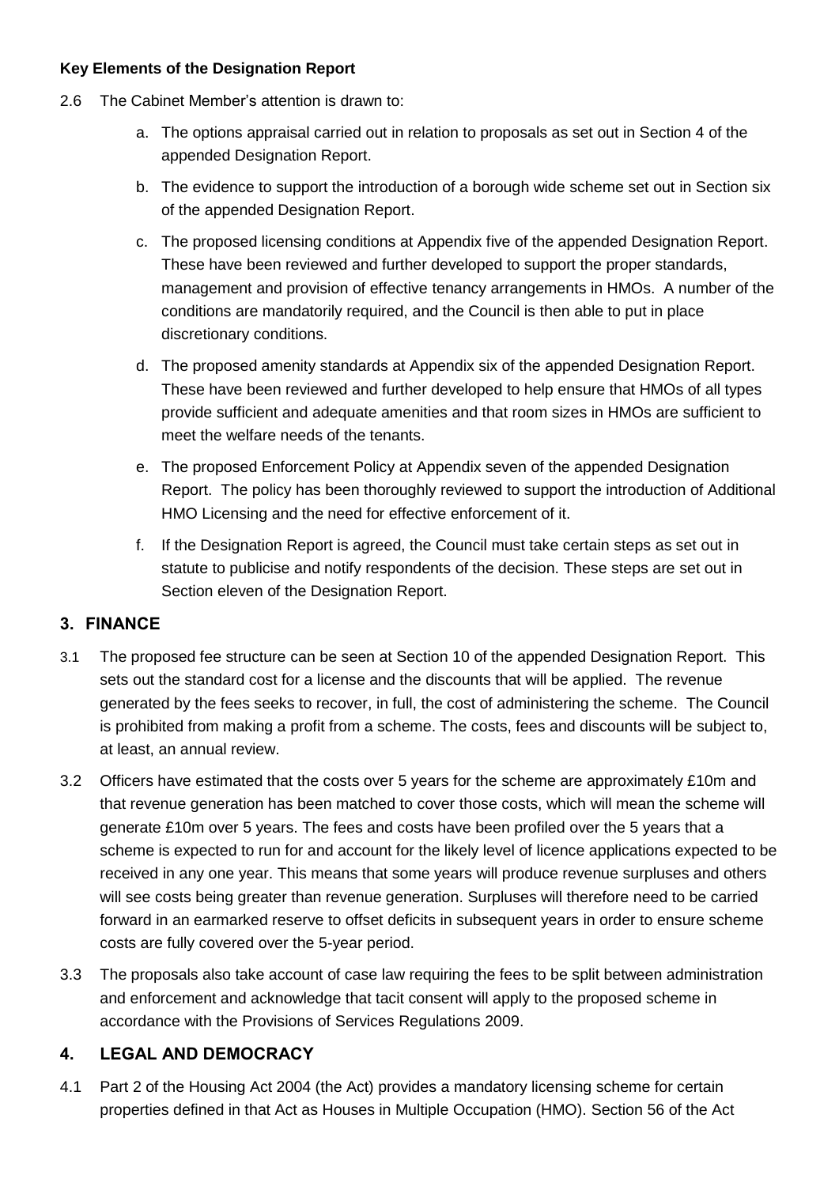**Key Elements of the Designation Report**

2.6 The Cabinet Member's attention is drawn to:

a. The options appraisal carried out in relation to proposals as set out in Section 4 of the appended Designation Report.

b. The evidence to support the introduction of a borough wide scheme set out in Section six of the appended Designation Report.

c. The proposed licensing conditions at Appendix five of the appended Designation Report. These have been reviewed and further developed to support the proper standards, management and provision of effective tenancy arrangements in HMOs. A number of the conditions are mandatorily required, and the Council is then able to put in place discretionary conditions.

d. The proposed amenity standards at Appendix six of the appended Designation Report. These have been reviewed and further developed to help ensure that HMOs of all types provide sufficient and adequate amenities and that room sizes in HMOs are sufficient to meet the welfare needs of the tenants.

e. The proposed Enforcement Policy at Appendix seven of the appended Designation Report. The policy has been thoroughly reviewed to support the introduction of Additional HMO Licensing and the need for effective enforcement of it.

f. If the Designation Report is agreed, the Council must take certain steps as set out in statute to publicise and notify respondents of the decision. These steps are set out in Section eleven of the Designation Report.

## 3. FINANCE

3.1 The proposed fee structure can be seen at Section 10 of the appended Designation Report. This sets out the standard cost for a license and the discounts that will be applied. The revenue generated by the fees seeks to recover, in full, the cost of administering the scheme. The Council is prohibited from making a profit from a scheme. The costs, fees and discounts will be subject to, at least, an annual review.

3.2 Officers have estimated that the costs over 5 years for the scheme are approximately £10m and that revenue generation has been matched to cover those costs, which will mean the scheme will generate £10m over 5 years. The fees and costs have been profiled over the 5 years that a scheme is expected to run for and account for the likely level of licence applications expected to be received in any one year. This means that some years will produce revenue surpluses and others will see costs being greater than revenue generation. Surpluses will therefore need to be carried forward in an earmarked reserve to offset deficits in subsequent years in order to ensure scheme costs are fully covered over the 5-year period.

3.3 The proposals also take account of case law requiring the fees to be split between administration and enforcement and acknowledge that tacit consent will apply to the proposed scheme in accordance with the Provisions of Services Regulations 2009.

## 4. LEGAL AND DEMOCRACY

4.1 Part 2 of the Housing Act 2004 (the Act) provides a mandatory licensing scheme for certain properties defined in that Act as Houses in Multiple Occupation (HMO). Section 56 of the Act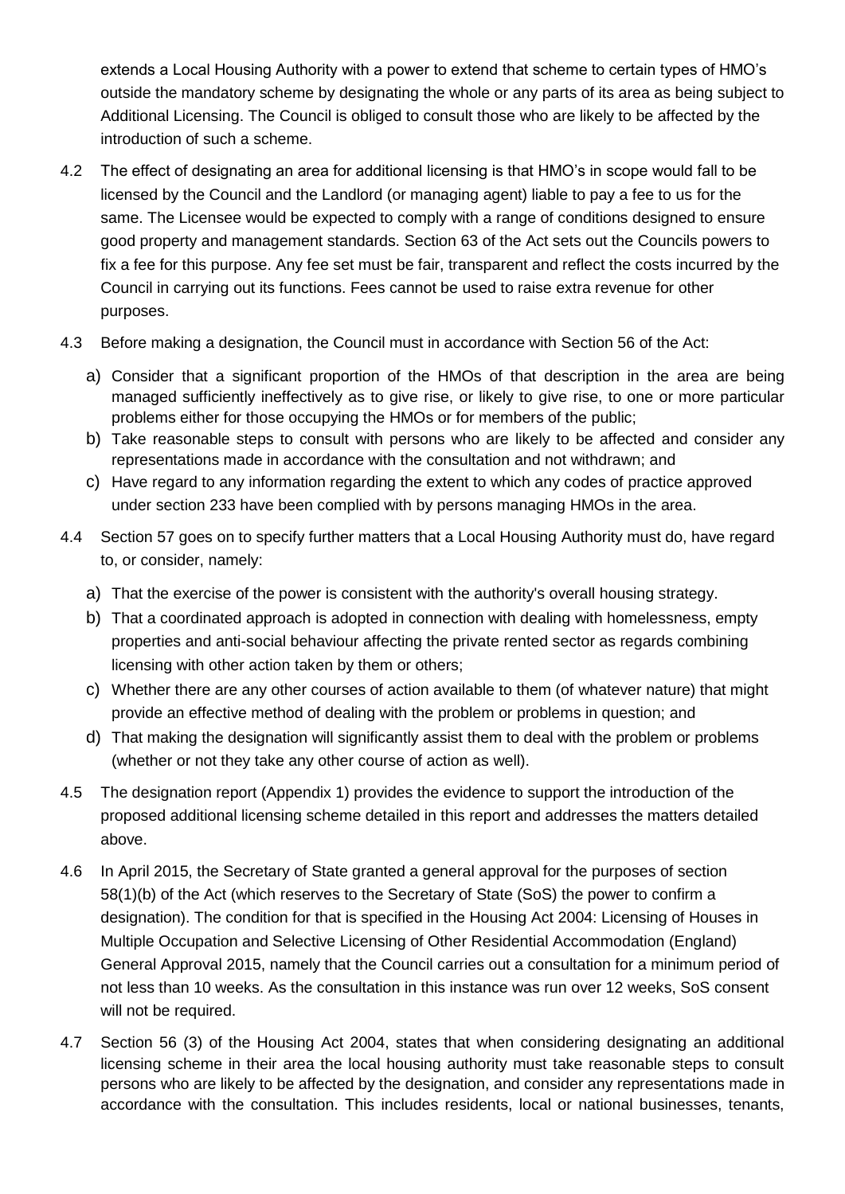extends a Local Housing Authority with a power to extend that scheme to certain types of HMO's outside the mandatory scheme by designating the whole or any parts of its area as being subject to Additional Licensing. The Council is obliged to consult those who are likely to be affected by the introduction of such a scheme.

4.2 The effect of designating an area for additional licensing is that HMO's in scope would fall to be licensed by the Council and the Landlord (or managing agent) liable to pay a fee to us for the same. The Licensee would be expected to comply with a range of conditions designed to ensure good property and management standards. Section 63 of the Act sets out the Councils powers to fix a fee for this purpose. Any fee set must be fair, transparent and reflect the costs incurred by the Council in carrying out its functions. Fees cannot be used to raise extra revenue for other purposes.

4.3 Before making a designation, the Council must in accordance with Section 56 of the Act:

a) Consider that a significant proportion of the HMOs of that description in the area are being managed sufficiently ineffectively as to give rise, or likely to give rise, to one or more particular problems either for those occupying the HMOs or for members of the public;
b) Take reasonable steps to consult with persons who are likely to be affected and consider any representations made in accordance with the consultation and not withdrawn; and
c) Have regard to any information regarding the extent to which any codes of practice approved under section 233 have been complied with by persons managing HMOs in the area.

4.4 Section 57 goes on to specify further matters that a Local Housing Authority must do, have regard to, or consider, namely:

a) That the exercise of the power is consistent with the authority's overall housing strategy.
b) That a coordinated approach is adopted in connection with dealing with homelessness, empty properties and anti-social behaviour affecting the private rented sector as regards combining licensing with other action taken by them or others;
c) Whether there are any other courses of action available to them (of whatever nature) that might provide an effective method of dealing with the problem or problems in question; and
d) That making the designation will significantly assist them to deal with the problem or problems (whether or not they take any other course of action as well).

4.5 The designation report (Appendix 1) provides the evidence to support the introduction of the proposed additional licensing scheme detailed in this report and addresses the matters detailed above.

4.6 In April 2015, the Secretary of State granted a general approval for the purposes of section 58(1)(b) of the Act (which reserves to the Secretary of State (SoS) the power to confirm a designation). The condition for that is specified in the Housing Act 2004: Licensing of Houses in Multiple Occupation and Selective Licensing of Other Residential Accommodation (England) General Approval 2015, namely that the Council carries out a consultation for a minimum period of not less than 10 weeks. As the consultation in this instance was run over 12 weeks, SoS consent will not be required.

4.7 Section 56 (3) of the Housing Act 2004, states that when considering designating an additional licensing scheme in their area the local housing authority must take reasonable steps to consult persons who are likely to be affected by the designation, and consider any representations made in accordance with the consultation. This includes residents, local or national businesses, tenants,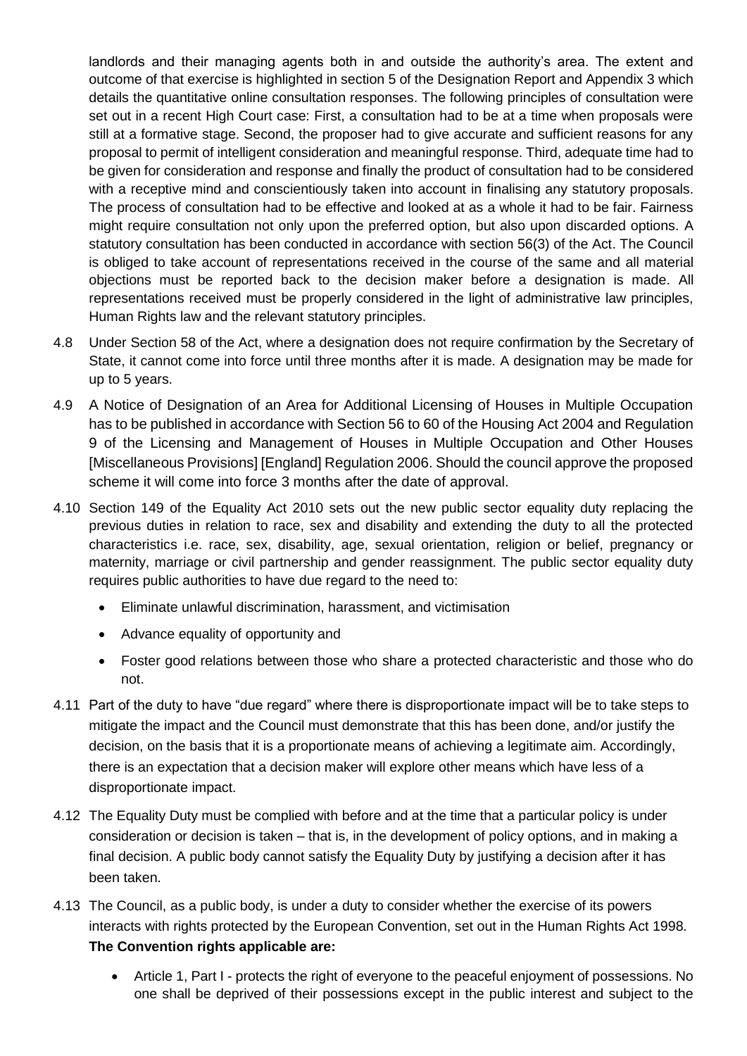landlords and their managing agents both in and outside the authority's area. The extent and outcome of that exercise is highlighted in section 5 of the Designation Report and Appendix 3 which details the quantitative online consultation responses. The following principles of consultation were set out in a recent High Court case: First, a consultation had to be at a time when proposals were still at a formative stage. Second, the proposer had to give accurate and sufficient reasons for any proposal to permit of intelligent consideration and meaningful response. Third, adequate time had to be given for consideration and response and finally the product of consultation had to be considered with a receptive mind and conscientiously taken into account in finalising any statutory proposals. The process of consultation had to be effective and looked at as a whole it had to be fair. Fairness might require consultation not only upon the preferred option, but also upon discarded options. A statutory consultation has been conducted in accordance with section 56(3) of the Act. The Council is obliged to take account of representations received in the course of the same and all material objections must be reported back to the decision maker before a designation is made. All representations received must be properly considered in the light of administrative law principles, Human Rights law and the relevant statutory principles.

4.8 Under Section 58 of the Act, where a designation does not require confirmation by the Secretary of State, it cannot come into force until three months after it is made. A designation may be made for up to 5 years.

4.9 A Notice of Designation of an Area for Additional Licensing of Houses in Multiple Occupation has to be published in accordance with Section 56 to 60 of the Housing Act 2004 and Regulation 9 of the Licensing and Management of Houses in Multiple Occupation and Other Houses [Miscellaneous Provisions] [England] Regulation 2006. Should the council approve the proposed scheme it will come into force 3 months after the date of approval.

4.10 Section 149 of the Equality Act 2010 sets out the new public sector equality duty replacing the previous duties in relation to race, sex and disability and extending the duty to all the protected characteristics i.e. race, sex, disability, age, sexual orientation, religion or belief, pregnancy or maternity, marriage or civil partnership and gender reassignment. The public sector equality duty requires public authorities to have due regard to the need to:

- Eliminate unlawful discrimination, harassment, and victimisation
- Advance equality of opportunity and
- Foster good relations between those who share a protected characteristic and those who do not.

4.11 Part of the duty to have "due regard" where there is disproportionate impact will be to take steps to mitigate the impact and the Council must demonstrate that this has been done, and/or justify the decision, on the basis that it is a proportionate means of achieving a legitimate aim. Accordingly, there is an expectation that a decision maker will explore other means which have less of a disproportionate impact.

4.12 The Equality Duty must be complied with before and at the time that a particular policy is under consideration or decision is taken – that is, in the development of policy options, and in making a final decision. A public body cannot satisfy the Equality Duty by justifying a decision after it has been taken.

4.13 The Council, as a public body, is under a duty to consider whether the exercise of its powers interacts with rights protected by the European Convention, set out in the Human Rights Act 1998. **The Convention rights applicable are:**

- Article 1, Part I - protects the right of everyone to the peaceful enjoyment of possessions. No one shall be deprived of their possessions except in the public interest and subject to the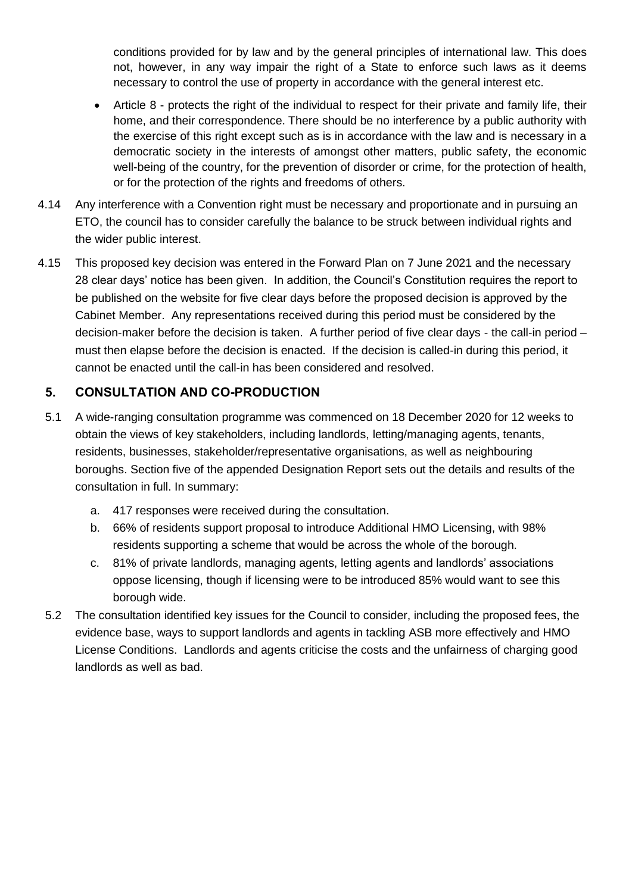conditions provided for by law and by the general principles of international law. This does not, however, in any way impair the right of a State to enforce such laws as it deems necessary to control the use of property in accordance with the general interest etc.

- Article 8 - protects the right of the individual to respect for their private and family life, their home, and their correspondence. There should be no interference by a public authority with the exercise of this right except such as is in accordance with the law and is necessary in a democratic society in the interests of amongst other matters, public safety, the economic well-being of the country, for the prevention of disorder or crime, for the protection of health, or for the protection of the rights and freedoms of others.

4.14 Any interference with a Convention right must be necessary and proportionate and in pursuing an ETO, the council has to consider carefully the balance to be struck between individual rights and the wider public interest.

4.15 This proposed key decision was entered in the Forward Plan on 7 June 2021 and the necessary 28 clear days' notice has been given. In addition, the Council's Constitution requires the report to be published on the website for five clear days before the proposed decision is approved by the Cabinet Member. Any representations received during this period must be considered by the decision-maker before the decision is taken. A further period of five clear days - the call-in period – must then elapse before the decision is enacted. If the decision is called-in during this period, it cannot be enacted until the call-in has been considered and resolved.

## 5. CONSULTATION AND CO-PRODUCTION

5.1 A wide-ranging consultation programme was commenced on 18 December 2020 for 12 weeks to obtain the views of key stakeholders, including landlords, letting/managing agents, tenants, residents, businesses, stakeholder/representative organisations, as well as neighbouring boroughs. Section five of the appended Designation Report sets out the details and results of the consultation in full. In summary:

a. 417 responses were received during the consultation.

b. 66% of residents support proposal to introduce Additional HMO Licensing, with 98% residents supporting a scheme that would be across the whole of the borough.

c. 81% of private landlords, managing agents, letting agents and landlords' associations oppose licensing, though if licensing were to be introduced 85% would want to see this borough wide.

5.2 The consultation identified key issues for the Council to consider, including the proposed fees, the evidence base, ways to support landlords and agents in tackling ASB more effectively and HMO License Conditions. Landlords and agents criticise the costs and the unfairness of charging good landlords as well as bad.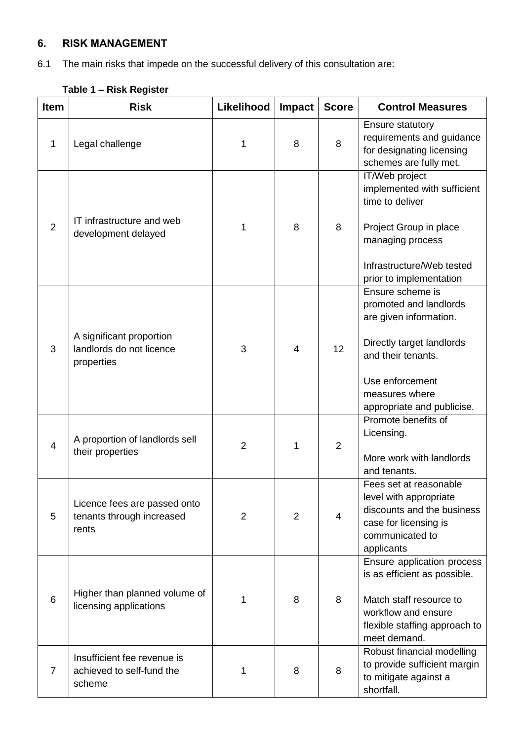## 6. RISK MANAGEMENT

6.1 The main risks that impede on the successful delivery of this consultation are:

**Table 1 – Risk Register**

| Item | Risk | Likelihood | Impact | Score | Control Measures |
|---|---|---|---|---|---|
| 1 | Legal challenge | 1 | 8 | 8 | Ensure statutory requirements and guidance for designating licensing schemes are fully met. |
| 2 | IT infrastructure and web development delayed | 1 | 8 | 8 | IT/Web project implemented with sufficient time to deliver<br><br>Project Group in place managing process<br><br>Infrastructure/Web tested prior to implementation |
| 3 | A significant proportion landlords do not licence properties | 3 | 4 | 12 | Ensure scheme is promoted and landlords are given information.<br><br>Directly target landlords and their tenants.<br><br>Use enforcement measures where appropriate and publicise. |
| 4 | A proportion of landlords sell their properties | 2 | 1 | 2 | Promote benefits of Licensing.<br><br>More work with landlords and tenants. |
| 5 | Licence fees are passed onto tenants through increased rents | 2 | 2 | 4 | Fees set at reasonable level with appropriate discounts and the business case for licensing is communicated to applicants |
| 6 | Higher than planned volume of licensing applications | 1 | 8 | 8 | Ensure application process is as efficient as possible.<br><br>Match staff resource to workflow and ensure flexible staffing approach to meet demand. |
| 7 | Insufficient fee revenue is achieved to self-fund the scheme | 1 | 8 | 8 | Robust financial modelling to provide sufficient margin to mitigate against a shortfall. |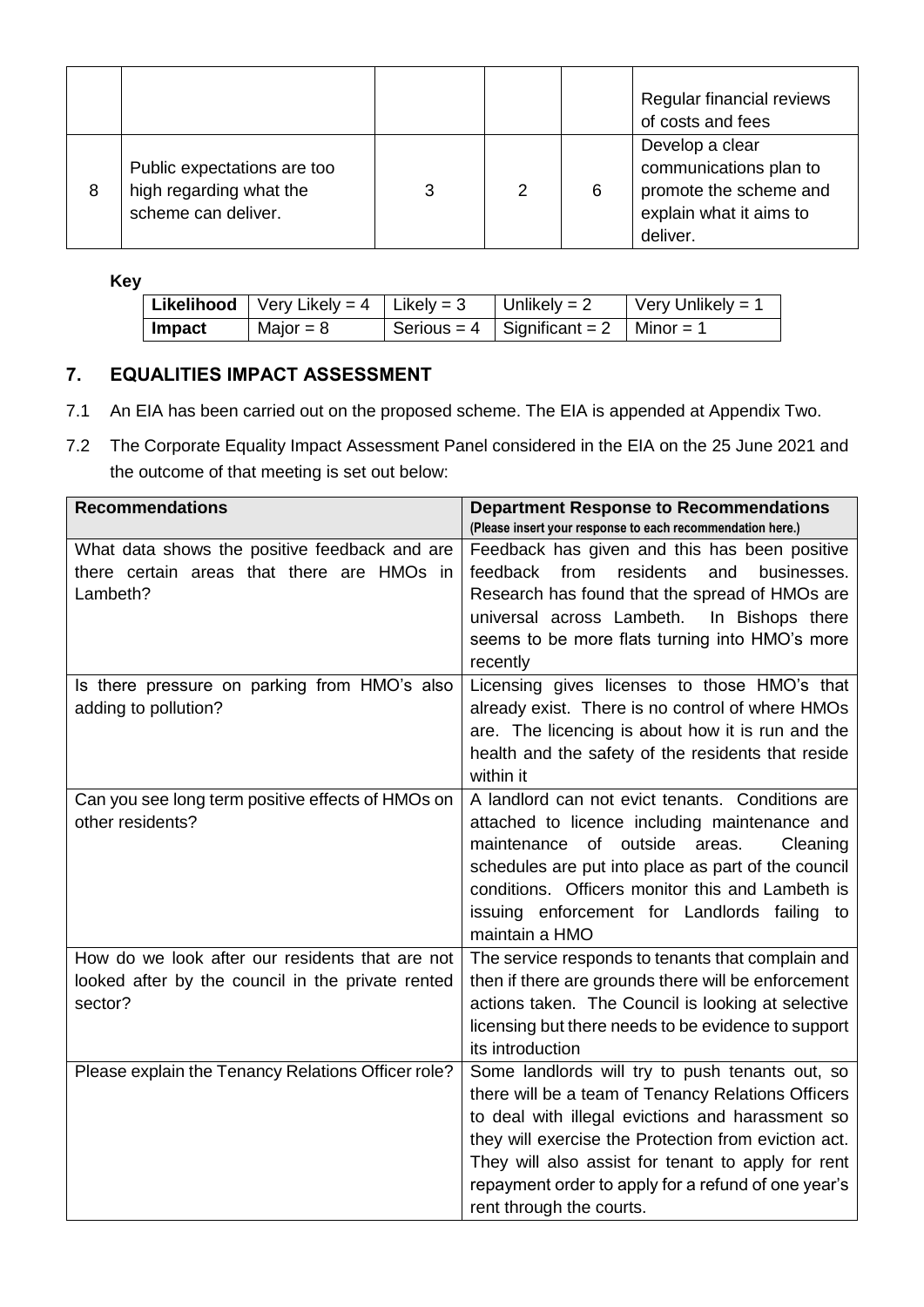| | | | | | |
|---|---|---|---|---|---|
| | | | | | Regular financial reviews of costs and fees |
| 8 | Public expectations are too high regarding what the scheme can deliver. | 3 | 2 | 6 | Develop a clear communications plan to promote the scheme and explain what it aims to deliver. |

**Key**

| | | | | |
|---|---|---|---|---|
| **Likelihood** | Very Likely = 4 | Likely = 3 | Unlikely = 2 | Very Unlikely = 1 |
| **Impact** | Major = 8 | Serious = 4 | Significant = 2 | Minor = 1 |

## 7. EQUALITIES IMPACT ASSESSMENT

7.1 An EIA has been carried out on the proposed scheme. The EIA is appended at Appendix Two.

7.2 The Corporate Equality Impact Assessment Panel considered in the EIA on the 25 June 2021 and the outcome of that meeting is set out below:

| **Recommendations** | **Department Response to Recommendations** (Please insert your response to each recommendation here.) |
|---|---|
| What data shows the positive feedback and are there certain areas that there are HMOs in Lambeth? | Feedback has given and this has been positive feedback from residents and businesses. Research has found that the spread of HMOs are universal across Lambeth. In Bishops there seems to be more flats turning into HMO's more recently |
| Is there pressure on parking from HMO's also adding to pollution? | Licensing gives licenses to those HMO's that already exist. There is no control of where HMOs are. The licencing is about how it is run and the health and the safety of the residents that reside within it |
| Can you see long term positive effects of HMOs on other residents? | A landlord can not evict tenants. Conditions are attached to licence including maintenance and maintenance of outside areas. Cleaning schedules are put into place as part of the council conditions. Officers monitor this and Lambeth is issuing enforcement for Landlords failing to maintain a HMO |
| How do we look after our residents that are not looked after by the council in the private rented sector? | The service responds to tenants that complain and then if there are grounds there will be enforcement actions taken. The Council is looking at selective licensing but there needs to be evidence to support its introduction |
| Please explain the Tenancy Relations Officer role? | Some landlords will try to push tenants out, so there will be a team of Tenancy Relations Officers to deal with illegal evictions and harassment so they will exercise the Protection from eviction act. They will also assist for tenant to apply for rent repayment order to apply for a refund of one year's rent through the courts. |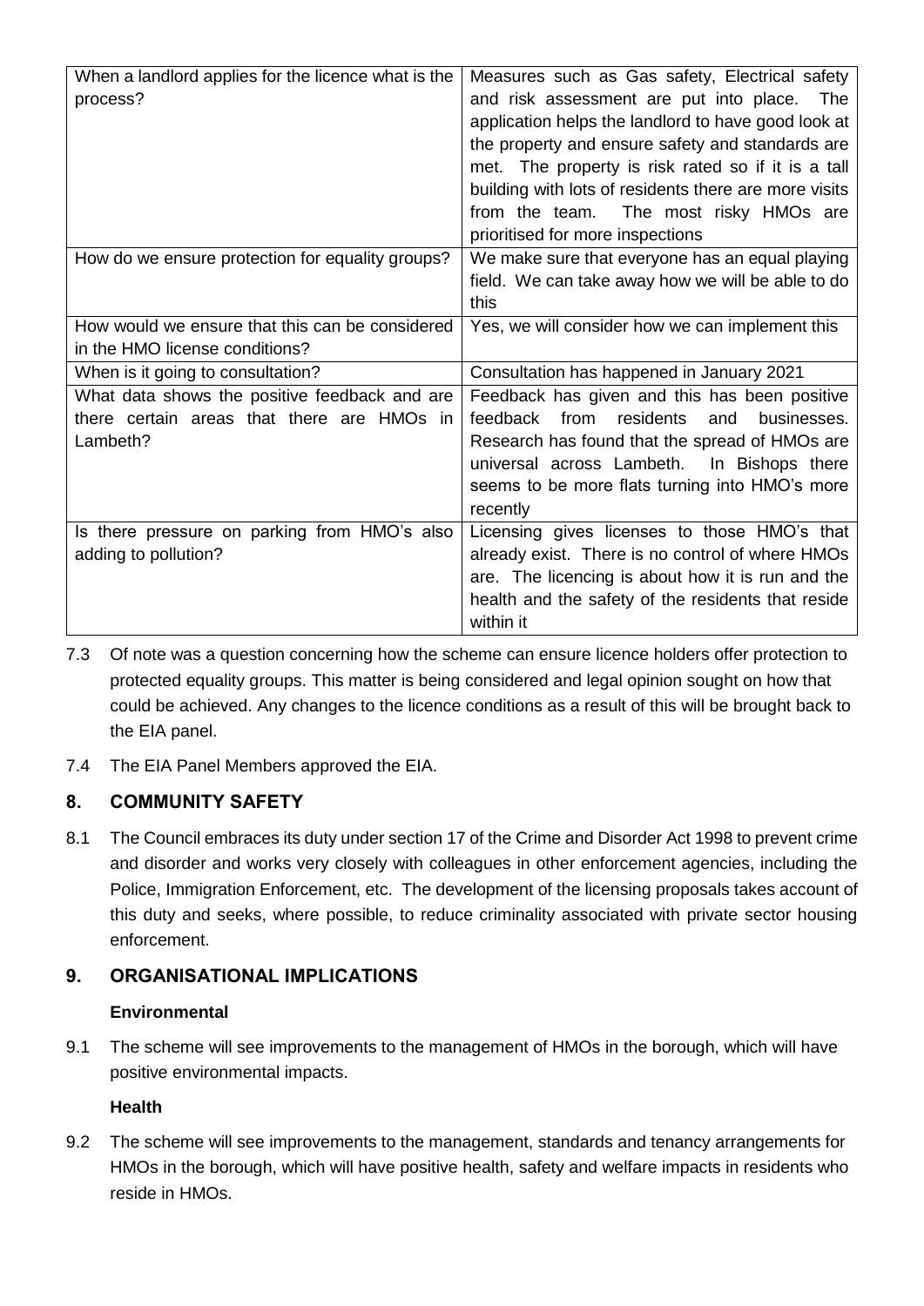| | |
|---|---|
| When a landlord applies for the licence what is the process? | Measures such as Gas safety, Electrical safety and risk assessment are put into place. The application helps the landlord to have good look at the property and ensure safety and standards are met. The property is risk rated so if it is a tall building with lots of residents there are more visits from the team. The most risky HMOs are prioritised for more inspections |
| How do we ensure protection for equality groups? | We make sure that everyone has an equal playing field. We can take away how we will be able to do this |
| How would we ensure that this can be considered in the HMO license conditions? | Yes, we will consider how we can implement this |
| When is it going to consultation? | Consultation has happened in January 2021 |
| What data shows the positive feedback and are there certain areas that there are HMOs in Lambeth? | Feedback has given and this has been positive feedback from residents and businesses. Research has found that the spread of HMOs are universal across Lambeth. In Bishops there seems to be more flats turning into HMO's more recently |
| Is there pressure on parking from HMO's also adding to pollution? | Licensing gives licenses to those HMO's that already exist. There is no control of where HMOs are. The licencing is about how it is run and the health and the safety of the residents that reside within it |

7.3 Of note was a question concerning how the scheme can ensure licence holders offer protection to protected equality groups. This matter is being considered and legal opinion sought on how that could be achieved. Any changes to the licence conditions as a result of this will be brought back to the EIA panel.

7.4 The EIA Panel Members approved the EIA.

## 8. COMMUNITY SAFETY

8.1 The Council embraces its duty under section 17 of the Crime and Disorder Act 1998 to prevent crime and disorder and works very closely with colleagues in other enforcement agencies, including the Police, Immigration Enforcement, etc. The development of the licensing proposals takes account of this duty and seeks, where possible, to reduce criminality associated with private sector housing enforcement.

## 9. ORGANISATIONAL IMPLICATIONS

**Environmental**

9.1 The scheme will see improvements to the management of HMOs in the borough, which will have positive environmental impacts.

**Health**

9.2 The scheme will see improvements to the management, standards and tenancy arrangements for HMOs in the borough, which will have positive health, safety and welfare impacts in residents who reside in HMOs.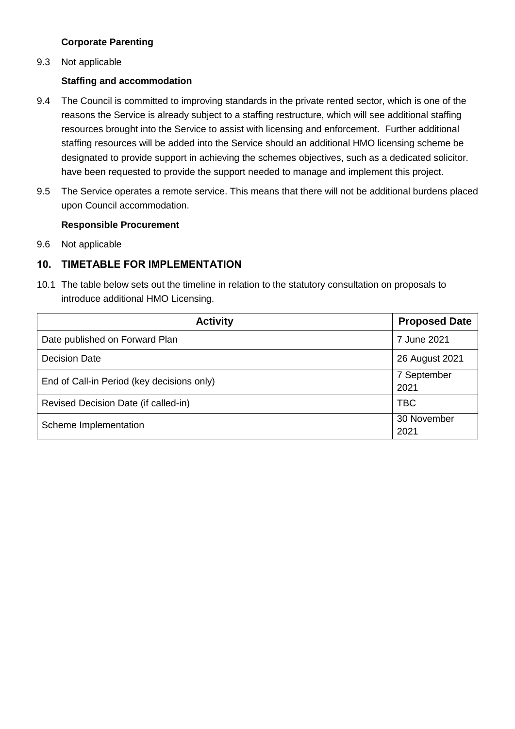**Corporate Parenting**

9.3 Not applicable

**Staffing and accommodation**

9.4 The Council is committed to improving standards in the private rented sector, which is one of the reasons the Service is already subject to a staffing restructure, which will see additional staffing resources brought into the Service to assist with licensing and enforcement. Further additional staffing resources will be added into the Service should an additional HMO licensing scheme be designated to provide support in achieving the schemes objectives, such as a dedicated solicitor. have been requested to provide the support needed to manage and implement this project.

9.5 The Service operates a remote service. This means that there will not be additional burdens placed upon Council accommodation.

**Responsible Procurement**

9.6 Not applicable

## 10. TIMETABLE FOR IMPLEMENTATION

10.1 The table below sets out the timeline in relation to the statutory consultation on proposals to introduce additional HMO Licensing.

| Activity | Proposed Date |
|---|---|
| Date published on Forward Plan | 7 June 2021 |
| Decision Date | 26 August 2021 |
| End of Call-in Period (key decisions only) | 7 September 2021 |
| Revised Decision Date (if called-in) | TBC |
| Scheme Implementation | 30 November 2021 |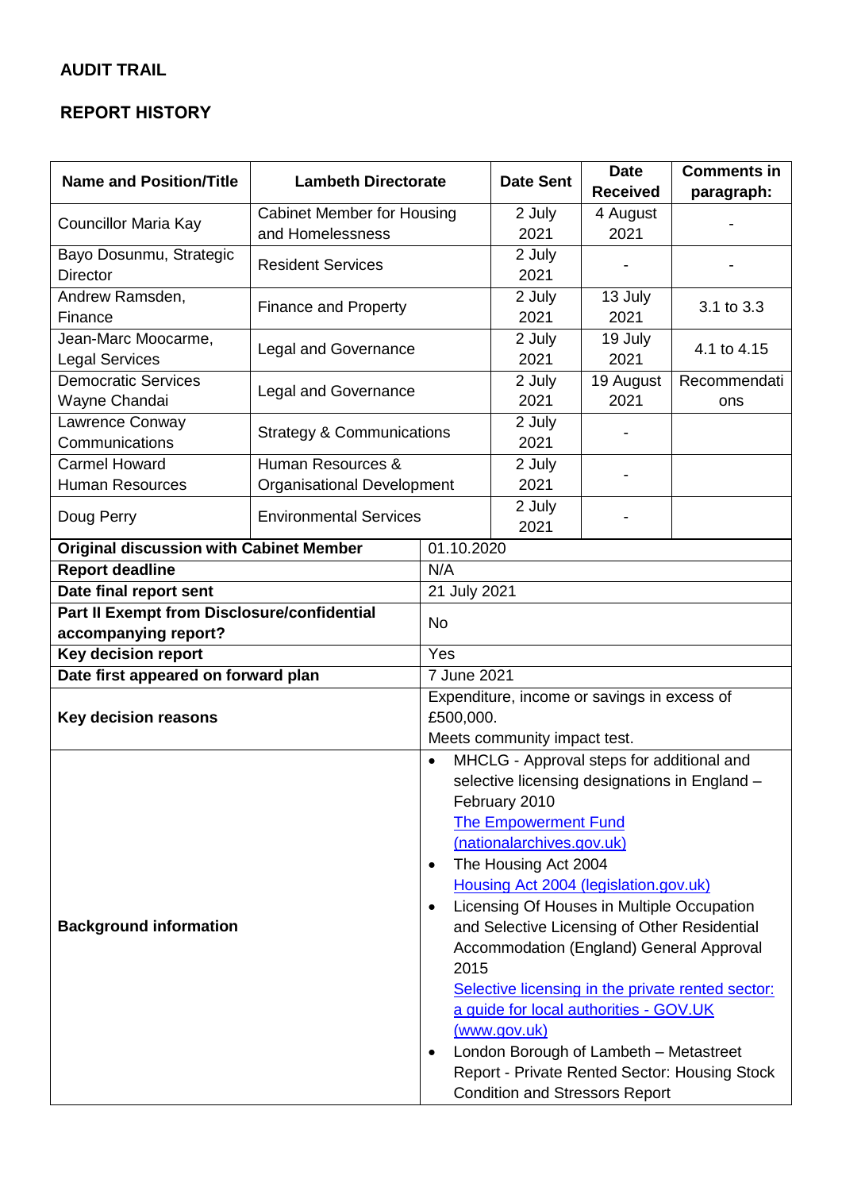**AUDIT TRAIL**

**REPORT HISTORY**

| Name and Position/Title | Lambeth Directorate | Date Sent | Date Received | Comments in paragraph: |
|---|---|---|---|---|
| Councillor Maria Kay | Cabinet Member for Housing and Homelessness | 2 July 2021 | 4 August 2021 | - |
| Bayo Dosunmu, Strategic Director | Resident Services | 2 July 2021 | - | - |
| Andrew Ramsden, Finance | Finance and Property | 2 July 2021 | 13 July 2021 | 3.1 to 3.3 |
| Jean-Marc Moocarme, Legal Services | Legal and Governance | 2 July 2021 | 19 July 2021 | 4.1 to 4.15 |
| Democratic Services Wayne Chandai | Legal and Governance | 2 July 2021 | 19 August 2021 | Recommendations |
| Lawrence Conway Communications | Strategy & Communications | 2 July 2021 | - | |
| Carmel Howard Human Resources | Human Resources & Organisational Development | 2 July 2021 | - | |
| Doug Perry | Environmental Services | 2 July 2021 | - | |

| | |
|---|---|
| **Original discussion with Cabinet Member** | 01.10.2020 |
| **Report deadline** | N/A |
| **Date final report sent** | 21 July 2021 |
| **Part II Exempt from Disclosure/confidential accompanying report?** | No |
| **Key decision report** | Yes |
| **Date first appeared on forward plan** | 7 June 2021 |
| **Key decision reasons** | Expenditure, income or savings in excess of £500,000.<br>Meets community impact test. |
| **Background information** | • MHCLG - Approval steps for additional and selective licensing designations in England – February 2010 [The Empowerment Fund (nationalarchives.gov.uk)](The Empowerment Fund (nationalarchives.gov.uk))<br>• The Housing Act 2004 [Housing Act 2004 (legislation.gov.uk)](Housing Act 2004 (legislation.gov.uk))<br>• Licensing Of Houses in Multiple Occupation and Selective Licensing of Other Residential Accommodation (England) General Approval 2015 [Selective licensing in the private rented sector: a guide for local authorities - GOV.UK (www.gov.uk)](Selective licensing in the private rented sector: a guide for local authorities - GOV.UK (www.gov.uk))<br>• London Borough of Lambeth – Metastreet Report - Private Rented Sector: Housing Stock Condition and Stressors Report |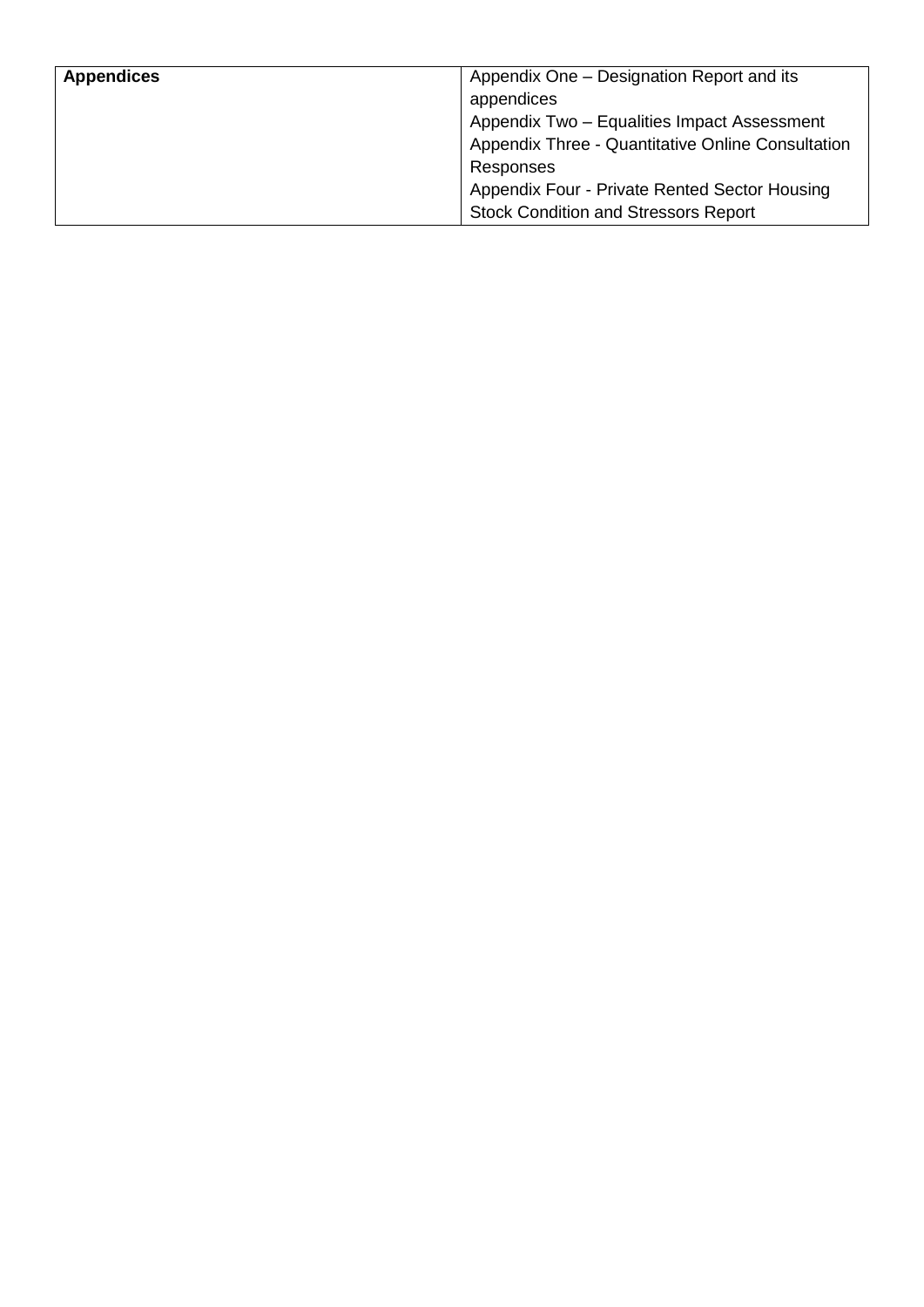| **Appendices** | Appendix One – Designation Report and its appendices<br>Appendix Two – Equalities Impact Assessment<br>Appendix Three - Quantitative Online Consultation Responses<br>Appendix Four - Private Rented Sector Housing Stock Condition and Stressors Report |
|---|---|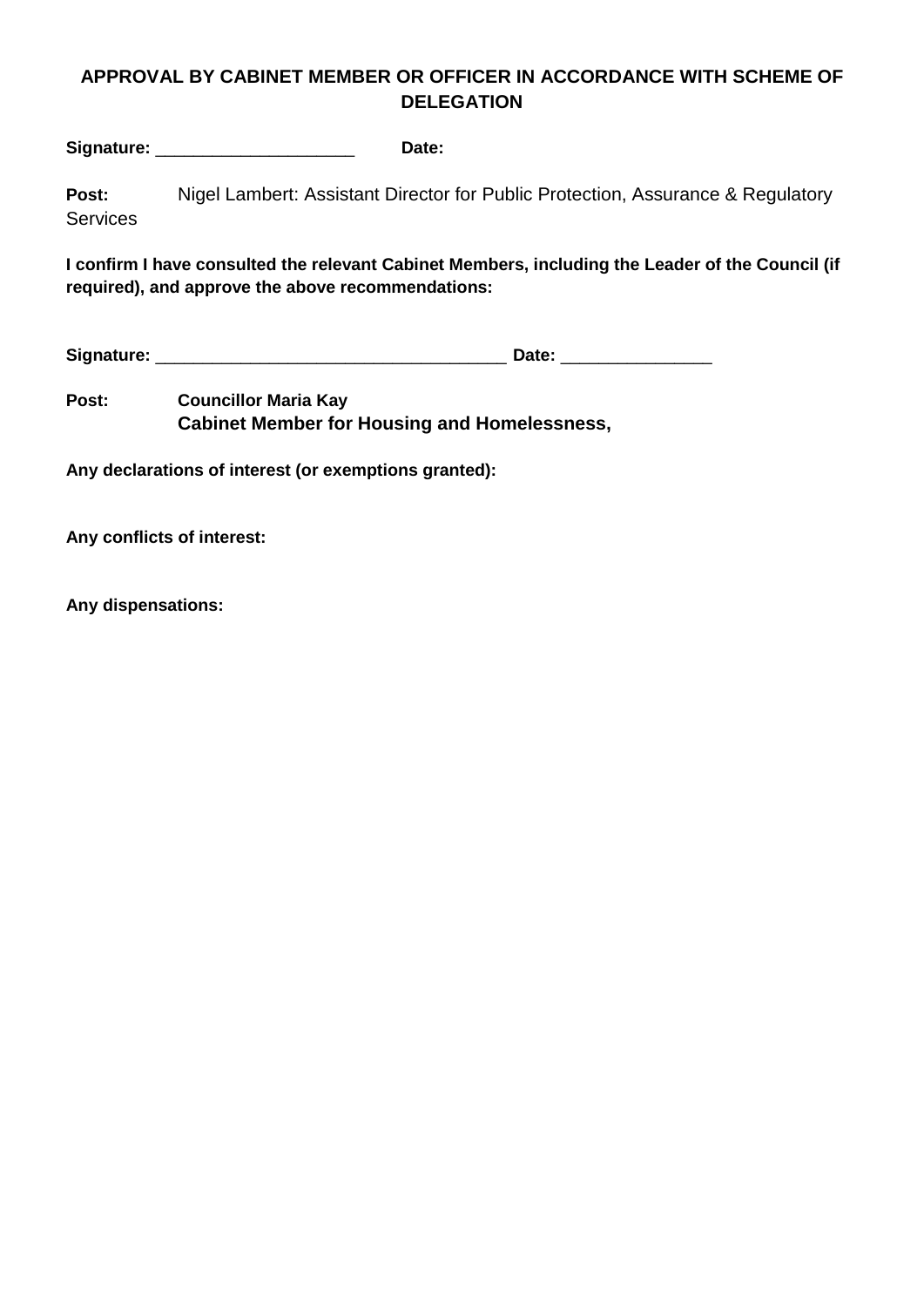**APPROVAL BY CABINET MEMBER OR OFFICER IN ACCORDANCE WITH SCHEME OF DELEGATION**

**Signature:** ____________________ **Date:**

**Post:** Nigel Lambert: Assistant Director for Public Protection, Assurance & Regulatory Services

**I confirm I have consulted the relevant Cabinet Members, including the Leader of the Council (if required), and approve the above recommendations:**

**Signature:** ___________________________________ **Date:** _______________

**Post:** **Councillor Maria Kay**
**Cabinet Member for Housing and Homelessness,**

**Any declarations of interest (or exemptions granted):**

**Any conflicts of interest:**

**Any dispensations:**